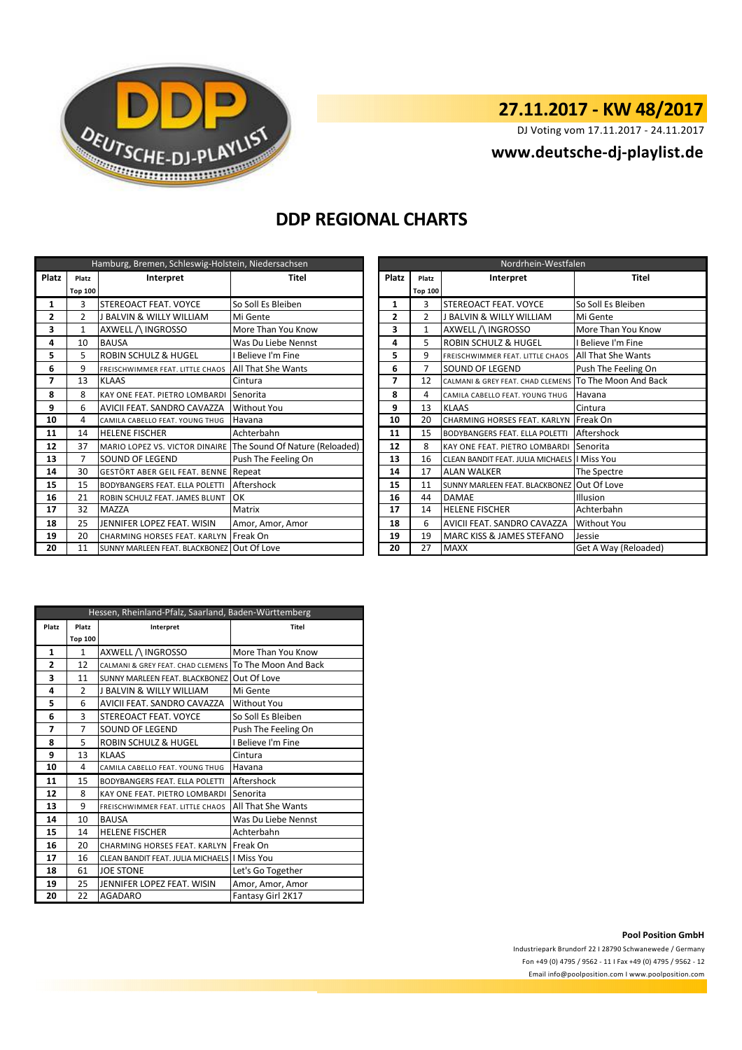DEUTSCHE-DJ-PLAYLIST

# 27.11.2017 - KW 48/2017

DJ Voting vom 17.11.2017 - 24.11.2017

**www.deutsche-dj-playlist.de**

## DDP REGIONAL CHARTS

### Hamburg, Bremen, Schleswig-Holstein, Niedersachsen

| Platz | Platz Top 100 | Interpret | Titel |
|---|---|---|---|
| 1 | 3 | STEREOACT FEAT. VOYCE | So Soll Es Bleiben |
| 2 | 2 | J BALVIN & WILLY WILLIAM | Mi Gente |
| 3 | 1 | AXWELL /\ INGROSSO | More Than You Know |
| 4 | 10 | BAUSA | Was Du Liebe Nennst |
| 5 | 5 | ROBIN SCHULZ & HUGEL | I Believe I'm Fine |
| 6 | 9 | FREISCHWIMMER FEAT. LITTLE CHAOS | All That She Wants |
| 7 | 13 | KLAAS | Cintura |
| 8 | 8 | KAY ONE FEAT. PIETRO LOMBARDI | Senorita |
| 9 | 6 | AVICII FEAT. SANDRO CAVAZZA | Without You |
| 10 | 4 | CAMILA CABELLO FEAT. YOUNG THUG | Havana |
| 11 | 14 | HELENE FISCHER | Achterbahn |
| 12 | 37 | MARIO LOPEZ VS. VICTOR DINAIRE | The Sound Of Nature (Reloaded) |
| 13 | 7 | SOUND OF LEGEND | Push The Feeling On |
| 14 | 30 | GESTÖRT ABER GEIL FEAT. BENNE | Repeat |
| 15 | 15 | BODYBANGERS FEAT. ELLA POLETTI | Aftershock |
| 16 | 21 | ROBIN SCHULZ FEAT. JAMES BLUNT | OK |
| 17 | 32 | MAZZA | Matrix |
| 18 | 25 | JENNIFER LOPEZ FEAT. WISIN | Amor, Amor, Amor |
| 19 | 20 | CHARMING HORSES FEAT. KARLYN | Freak On |
| 20 | 11 | SUNNY MARLEEN FEAT. BLACKBONEZ | Out Of Love |

### Nordrhein-Westfalen

| Platz | Platz Top 100 | Interpret | Titel |
|---|---|---|---|
| 1 | 3 | STEREOACT FEAT. VOYCE | So Soll Es Bleiben |
| 2 | 2 | J BALVIN & WILLY WILLIAM | Mi Gente |
| 3 | 1 | AXWELL /\ INGROSSO | More Than You Know |
| 4 | 5 | ROBIN SCHULZ & HUGEL | I Believe I'm Fine |
| 5 | 9 | FREISCHWIMMER FEAT. LITTLE CHAOS | All That She Wants |
| 6 | 7 | SOUND OF LEGEND | Push The Feeling On |
| 7 | 12 | CALMANI & GREY FEAT. CHAD CLEMENS | To The Moon And Back |
| 8 | 4 | CAMILA CABELLO FEAT. YOUNG THUG | Havana |
| 9 | 13 | KLAAS | Cintura |
| 10 | 20 | CHARMING HORSES FEAT. KARLYN | Freak On |
| 11 | 15 | BODYBANGERS FEAT. ELLA POLETTI | Aftershock |
| 12 | 8 | KAY ONE FEAT. PIETRO LOMBARDI | Senorita |
| 13 | 16 | CLEAN BANDIT FEAT. JULIA MICHAELS | I Miss You |
| 14 | 17 | ALAN WALKER | The Spectre |
| 15 | 11 | SUNNY MARLEEN FEAT. BLACKBONEZ | Out Of Love |
| 16 | 44 | DAMAE | Illusion |
| 17 | 14 | HELENE FISCHER | Achterbahn |
| 18 | 6 | AVICII FEAT. SANDRO CAVAZZA | Without You |
| 19 | 19 | MARC KISS & JAMES STEFANO | Jessie |
| 20 | 27 | MAXX | Get A Way (Reloaded) |

### Hessen, Rheinland-Pfalz, Saarland, Baden-Württemberg

| Platz | Platz Top 100 | Interpret | Titel |
|---|---|---|---|
| 1 | 1 | AXWELL /\ INGROSSO | More Than You Know |
| 2 | 12 | CALMANI & GREY FEAT. CHAD CLEMENS | To The Moon And Back |
| 3 | 11 | SUNNY MARLEEN FEAT. BLACKBONEZ | Out Of Love |
| 4 | 2 | J BALVIN & WILLY WILLIAM | Mi Gente |
| 5 | 6 | AVICII FEAT. SANDRO CAVAZZA | Without You |
| 6 | 3 | STEREOACT FEAT. VOYCE | So Soll Es Bleiben |
| 7 | 7 | SOUND OF LEGEND | Push The Feeling On |
| 8 | 5 | ROBIN SCHULZ & HUGEL | I Believe I'm Fine |
| 9 | 13 | KLAAS | Cintura |
| 10 | 4 | CAMILA CABELLO FEAT. YOUNG THUG | Havana |
| 11 | 15 | BODYBANGERS FEAT. ELLA POLETTI | Aftershock |
| 12 | 8 | KAY ONE FEAT. PIETRO LOMBARDI | Senorita |
| 13 | 9 | FREISCHWIMMER FEAT. LITTLE CHAOS | All That She Wants |
| 14 | 10 | BAUSA | Was Du Liebe Nennst |
| 15 | 14 | HELENE FISCHER | Achterbahn |
| 16 | 20 | CHARMING HORSES FEAT. KARLYN | Freak On |
| 17 | 16 | CLEAN BANDIT FEAT. JULIA MICHAELS | I Miss You |
| 18 | 61 | JOE STONE | Let's Go Together |
| 19 | 25 | JENNIFER LOPEZ FEAT. WISIN | Amor, Amor, Amor |
| 20 | 22 | AGADARO | Fantasy Girl 2K17 |

**Pool Position GmbH**

Industriepark Brundorf 22 I 28790 Schwanewede / Germany

Fon +49 (0) 4795 / 9562 - 11 I Fax +49 (0) 4795 / 9562 - 12

Email info@poolposition.com I www.poolposition.com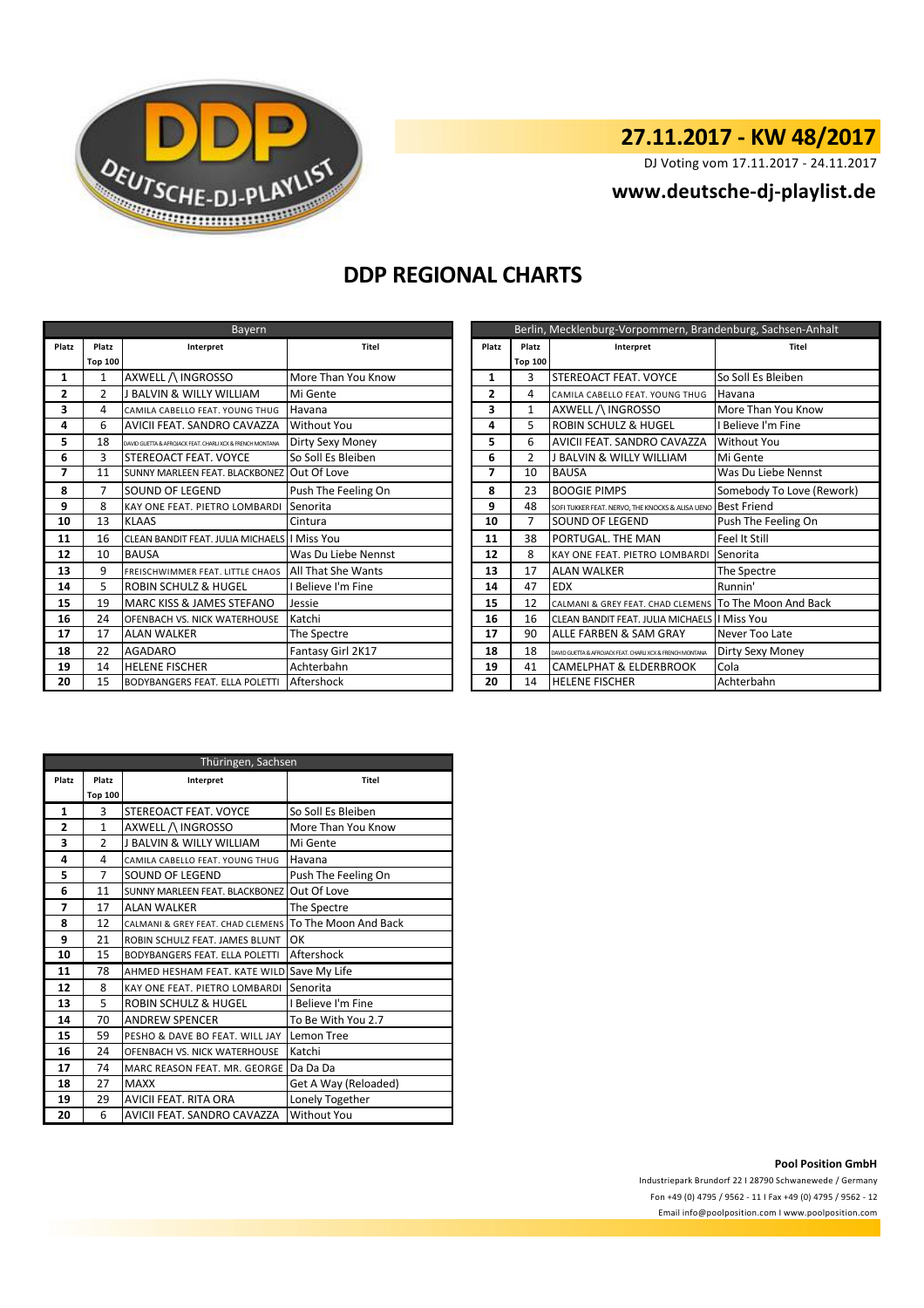# 27.11.2017 - KW 48/2017

DJ Voting vom 17.11.2017 - 24.11.2017

**www.deutsche-dj-playlist.de**

## DDP REGIONAL CHARTS

| Bayern | | | |
|---|---|---|---|
| **Platz** | **Platz Top 100** | **Interpret** | **Titel** |
| **1** | 1 | AXWELL /\ INGROSSO | More Than You Know |
| **2** | 2 | J BALVIN & WILLY WILLIAM | Mi Gente |
| **3** | 4 | CAMILA CABELLO FEAT. YOUNG THUG | Havana |
| **4** | 6 | AVICII FEAT. SANDRO CAVAZZA | Without You |
| **5** | 18 | DAVID GUETTA & AFROJACK FEAT. CHARLI XCX & FRENCH MONTANA | Dirty Sexy Money |
| **6** | 3 | STEREOACT FEAT. VOYCE | So Soll Es Bleiben |
| **7** | 11 | SUNNY MARLEEN FEAT. BLACKBONEZ | Out Of Love |
| **8** | 7 | SOUND OF LEGEND | Push The Feeling On |
| **9** | 8 | KAY ONE FEAT. PIETRO LOMBARDI | Senorita |
| **10** | 13 | KLAAS | Cintura |
| **11** | 16 | CLEAN BANDIT FEAT. JULIA MICHAELS | I Miss You |
| **12** | 10 | BAUSA | Was Du Liebe Nennst |
| **13** | 9 | FREISCHWIMMER FEAT. LITTLE CHAOS | All That She Wants |
| **14** | 5 | ROBIN SCHULZ & HUGEL | I Believe I'm Fine |
| **15** | 19 | MARC KISS & JAMES STEFANO | Jessie |
| **16** | 24 | OFENBACH VS. NICK WATERHOUSE | Katchi |
| **17** | 17 | ALAN WALKER | The Spectre |
| **18** | 22 | AGADARO | Fantasy Girl 2K17 |
| **19** | 14 | HELENE FISCHER | Achterbahn |
| **20** | 15 | BODYBANGERS FEAT. ELLA POLETTI | Aftershock |

| Berlin, Mecklenburg-Vorpommern, Brandenburg, Sachsen-Anhalt | | | |
|---|---|---|---|
| **Platz** | **Platz Top 100** | **Interpret** | **Titel** |
| **1** | 3 | STEREOACT FEAT. VOYCE | So Soll Es Bleiben |
| **2** | 4 | CAMILA CABELLO FEAT. YOUNG THUG | Havana |
| **3** | 1 | AXWELL /\ INGROSSO | More Than You Know |
| **4** | 5 | ROBIN SCHULZ & HUGEL | I Believe I'm Fine |
| **5** | 6 | AVICII FEAT. SANDRO CAVAZZA | Without You |
| **6** | 2 | J BALVIN & WILLY WILLIAM | Mi Gente |
| **7** | 10 | BAUSA | Was Du Liebe Nennst |
| **8** | 23 | BOOGIE PIMPS | Somebody To Love (Rework) |
| **9** | 48 | SOFI TUKKER FEAT. NERVO, THE KNOCKS & ALISA UENO | Best Friend |
| **10** | 7 | SOUND OF LEGEND | Push The Feeling On |
| **11** | 38 | PORTUGAL. THE MAN | Feel It Still |
| **12** | 8 | KAY ONE FEAT. PIETRO LOMBARDI | Senorita |
| **13** | 17 | ALAN WALKER | The Spectre |
| **14** | 47 | EDX | Runnin' |
| **15** | 12 | CALMANI & GREY FEAT. CHAD CLEMENS | To The Moon And Back |
| **16** | 16 | CLEAN BANDIT FEAT. JULIA MICHAELS | I Miss You |
| **17** | 90 | ALLE FARBEN & SAM GRAY | Never Too Late |
| **18** | 18 | DAVID GUETTA & AFROJACK FEAT. CHARLI XCX & FRENCH MONTANA | Dirty Sexy Money |
| **19** | 41 | CAMELPHAT & ELDERBROOK | Cola |
| **20** | 14 | HELENE FISCHER | Achterbahn |

| Thüringen, Sachsen | | | |
|---|---|---|---|
| **Platz** | **Platz Top 100** | **Interpret** | **Titel** |
| **1** | 3 | STEREOACT FEAT. VOYCE | So Soll Es Bleiben |
| **2** | 1 | AXWELL /\ INGROSSO | More Than You Know |
| **3** | 2 | J BALVIN & WILLY WILLIAM | Mi Gente |
| **4** | 4 | CAMILA CABELLO FEAT. YOUNG THUG | Havana |
| **5** | 7 | SOUND OF LEGEND | Push The Feeling On |
| **6** | 11 | SUNNY MARLEEN FEAT. BLACKBONEZ | Out Of Love |
| **7** | 17 | ALAN WALKER | The Spectre |
| **8** | 12 | CALMANI & GREY FEAT. CHAD CLEMENS | To The Moon And Back |
| **9** | 21 | ROBIN SCHULZ FEAT. JAMES BLUNT | OK |
| **10** | 15 | BODYBANGERS FEAT. ELLA POLETTI | Aftershock |
| **11** | 78 | AHMED HESHAM FEAT. KATE WILD | Save My Life |
| **12** | 8 | KAY ONE FEAT. PIETRO LOMBARDI | Senorita |
| **13** | 5 | ROBIN SCHULZ & HUGEL | I Believe I'm Fine |
| **14** | 70 | ANDREW SPENCER | To Be With You 2.7 |
| **15** | 59 | PESHO & DAVE BO FEAT. WILL JAY | Lemon Tree |
| **16** | 24 | OFENBACH VS. NICK WATERHOUSE | Katchi |
| **17** | 74 | MARC REASON FEAT. MR. GEORGE | Da Da Da |
| **18** | 27 | MAXX | Get A Way (Reloaded) |
| **19** | 29 | AVICII FEAT. RITA ORA | Lonely Together |
| **20** | 6 | AVICII FEAT. SANDRO CAVAZZA | Without You |

**Pool Position GmbH**

Industriepark Brundorf 22 I 28790 Schwanewede / Germany

Fon +49 (0) 4795 / 9562 - 11 I Fax +49 (0) 4795 / 9562 - 12

Email info@poolposition.com I www.poolposition.com